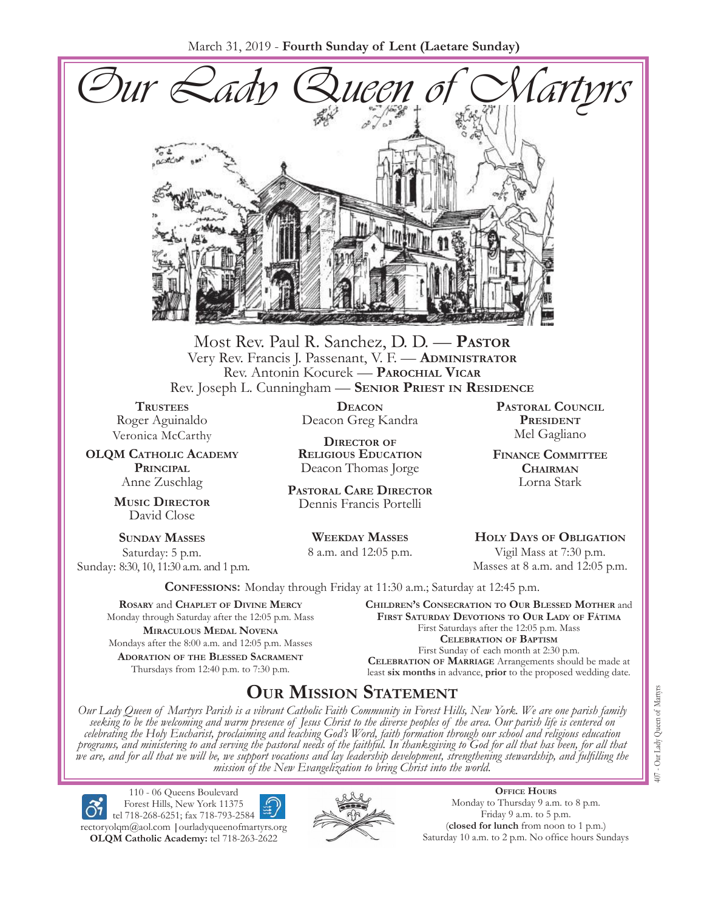March 31, 2019 - **Fourth Sunday of Lent (Laetare Sunday)**

# *Our Lady Queen of Martyrs*

Most Rev. Paul R. Sanchez, D. D. — **Pastor**
Very Rev. Francis J. Passenant, V. F. — **Administrator**
Rev. Antonin Kocurek — **Parochial Vicar**
Rev. Joseph L. Cunningham — **Senior Priest in Residence**

**Trustees**
Roger Aguinaldo
Veronica McCarthy

**OLQM Catholic Academy Principal**
Anne Zuschlag

**Music Director**
David Close

**Deacon**
Deacon Greg Kandra

**Director of Religious Education**
Deacon Thomas Jorge

**Pastoral Care Director**
Dennis Francis Portelli

**Pastoral Council President**
Mel Gagliano

**Finance Committee Chairman**
Lorna Stark

**Sunday Masses**
Saturday: 5 p.m.
Sunday: 8:30, 10, 11:30 a.m. and 1 p.m.

**Weekday Masses**
8 a.m. and 12:05 p.m.

**Holy Days of Obligation**
Vigil Mass at 7:30 p.m.
Masses at 8 a.m. and 12:05 p.m.

**Confessions:** Monday through Friday at 11:30 a.m.; Saturday at 12:45 p.m.

**Rosary** and **Chaplet of Divine Mercy**
Monday through Saturday after the 12:05 p.m. Mass

**Miraculous Medal Novena**
Mondays after the 8:00 a.m. and 12:05 p.m. Masses

**Adoration of the Blessed Sacrament**
Thursdays from 12:40 p.m. to 7:30 p.m.

**Children's Consecration to Our Blessed Mother** and **First Saturday Devotions to Our Lady of Fátima**
First Saturdays after the 12:05 p.m. Mass

**Celebration of Baptism**
First Sunday of each month at 2:30 p.m.

**Celebration of Marriage** Arrangements should be made at least **six months** in advance, **prior** to the proposed wedding date.

## Our Mission Statement

*Our Lady Queen of Martyrs Parish is a vibrant Catholic Faith Community in Forest Hills, New York. We are one parish family seeking to be the welcoming and warm presence of Jesus Christ to the diverse peoples of the area. Our parish life is centered on celebrating the Holy Eucharist, proclaiming and teaching God's Word, faith formation through our school and religious education programs, and ministering to and serving the pastoral needs of the faithful. In thanksgiving to God for all that has been, for all that we are, and for all that we will be, we support vocations and lay leadership development, strengthening stewardship, and fulfilling the mission of the New Evangelization to bring Christ into the world.*

110 - 06 Queens Boulevard
Forest Hills, New York 11375
tel 718-268-6251; fax 718-793-2584
rectoryolqm@aol.com | ourladyqueenofmartyrs.org
**OLQM Catholic Academy:** tel 718-263-2622

**Office Hours**
Monday to Thursday 9 a.m. to 8 p.m.
Friday 9 a.m. to 5 p.m.
(**closed for lunch** from noon to 1 p.m.)
Saturday 10 a.m. to 2 p.m. No office hours Sundays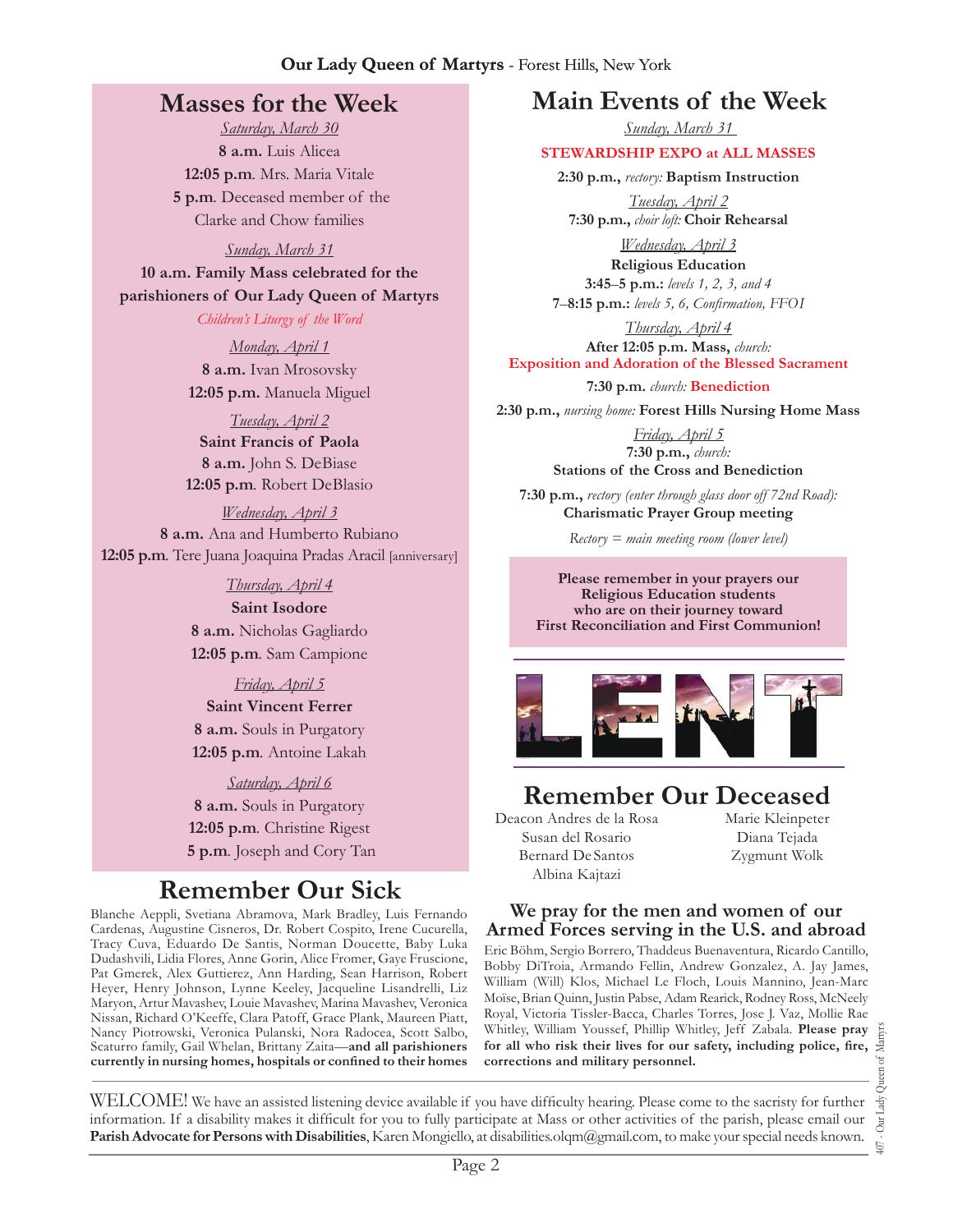## Masses for the Week

*Saturday, March 30*

**8 a.m.** Luis Alicea
**12:05 p.m**. Mrs. Maria Vitale
**5 p.m**. Deceased member of the Clarke and Chow families

*Sunday, March 31*

**10 a.m. Family Mass celebrated for the parishioners of Our Lady Queen of Martyrs**
*Children's Liturgy of the Word*

*Monday, April 1*

**8 a.m.** Ivan Mrosovsky
**12:05 p.m.** Manuela Miguel

*Tuesday, April 2*

**Saint Francis of Paola**
**8 a.m.** John S. DeBiase
**12:05 p.m**. Robert DeBlasio

*Wednesday, April 3*

**8 a.m.** Ana and Humberto Rubiano
**12:05 p.m**. Tere Juana Joaquina Pradas Aracil [anniversary]

*Thursday, April 4*

**Saint Isodore**
**8 a.m.** Nicholas Gagliardo
**12:05 p.m**. Sam Campione

*Friday, April 5*

**Saint Vincent Ferrer**
**8 a.m.** Souls in Purgatory
**12:05 p.m**. Antoine Lakah

*Saturday, April 6*

**8 a.m.** Souls in Purgatory
**12:05 p.m**. Christine Rigest
**5 p.m**. Joseph and Cory Tan

## Remember Our Sick

Blanche Aeppli, Svetiana Abramova, Mark Bradley, Luis Fernando Cardenas, Augustine Cisneros, Dr. Robert Cospito, Irene Cucurella, Tracy Cuva, Eduardo De Santis, Norman Doucette, Baby Luka Dudashvili, Lidia Flores, Anne Gorin, Alice Fromer, Gaye Fruscione, Pat Gmerek, Alex Guttierez, Ann Harding, Sean Harrison, Robert Heyer, Henry Johnson, Lynne Keeley, Jacqueline Lisandrelli, Liz Maryon, Artur Mavashev, Louie Mavashev, Marina Mavashev, Veronica Nissan, Richard O'Keeffe, Clara Patoff, Grace Plank, Maureen Piatt, Nancy Piotrowski, Veronica Pulanski, Nora Radocea, Scott Salbo, Scaturro family, Gail Whelan, Brittany Zaita—**and all parishioners currently in nursing homes, hospitals or confined to their homes**

## Main Events of the Week

*Sunday, March 31*

**STEWARDSHIP EXPO at ALL MASSES**

**2:30 p.m.,** *rectory:* **Baptism Instruction**

*Tuesday, April 2*

**7:30 p.m.,** *choir loft:* **Choir Rehearsal**

*Wednesday, April 3*

**Religious Education**
**3:45–5 p.m.:** *levels 1, 2, 3, and 4*
**7–8:15 p.m.:** *levels 5, 6, Confirmation, FFOI*

*Thursday, April 4*

**After 12:05 p.m. Mass,** *church:* **Exposition and Adoration of the Blessed Sacrament**
**7:30 p.m.** *church:* **Benediction**
**2:30 p.m.,** *nursing home:* **Forest Hills Nursing Home Mass**

*Friday, April 5*

**7:30 p.m.,** *church:* **Stations of the Cross and Benediction**
**7:30 p.m.,** *rectory (enter through glass door off 72nd Road):* **Charismatic Prayer Group meeting**

*Rectory = main meeting room (lower level)*

**Please remember in your prayers our Religious Education students who are on their journey toward First Reconciliation and First Communion!**

LENT

## Remember Our Deceased

Deacon Andres de la Rosa
Susan del Rosario
Bernard De Santos
Albina Kajtazi
Marie Kleinpeter
Diana Tejada
Zygmunt Wolk

### We pray for the men and women of our Armed Forces serving in the U.S. and abroad

Eric Böhm, Sergio Borrero, Thaddeus Buenaventura, Ricardo Cantillo, Bobby DiTroia, Armando Fellin, Andrew Gonzalez, A. Jay James, William (Will) Klos, Michael Le Floch, Louis Mannino, Jean-Marc Moïse, Brian Quinn, Justin Pabse, Adam Rearick, Rodney Ross, McNeely Royal, Victoria Tissler-Bacca, Charles Torres, Jose J. Vaz, Mollie Rae Whitley, William Youssef, Phillip Whitley, Jeff Zabala. **Please pray for all who risk their lives for our safety, including police, fire, corrections and military personnel.**

WELCOME! We have an assisted listening device available if you have difficulty hearing. Please come to the sacristy for further information. If a disability makes it difficult for you to fully participate at Mass or other activities of the parish, please email our **Parish Advocate for Persons with Disabilities**, Karen Mongiello, at disabilities.olqm@gmail.com, to make your special needs known.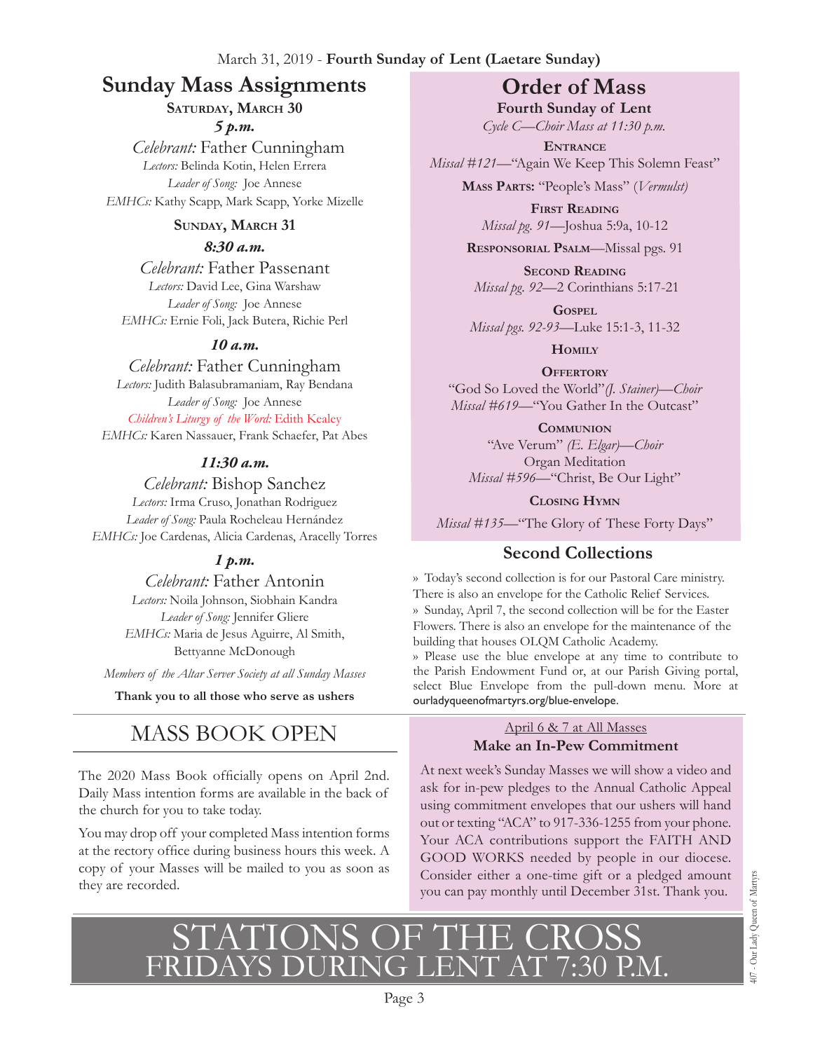March 31, 2019 - **Fourth Sunday of Lent (Laetare Sunday)**

# Sunday Mass Assignments

**Saturday, March 30**

***5 p.m.***

*Celebrant:* Father Cunningham
*Lectors:* Belinda Kotin, Helen Errera
*Leader of Song:* Joe Annese
*EMHCs:* Kathy Scapp, Mark Scapp, Yorke Mizelle

**Sunday, March 31**

***8:30 a.m.***

*Celebrant:* Father Passenant
*Lectors:* David Lee, Gina Warshaw
*Leader of Song:* Joe Annese
*EMHCs:* Ernie Foli, Jack Butera, Richie Perl

***10 a.m.***

*Celebrant:* Father Cunningham
*Lectors:* Judith Balasubramaniam, Ray Bendana
*Leader of Song:* Joe Annese
*Children's Liturgy of the Word:* Edith Kealey
*EMHCs:* Karen Nassauer, Frank Schaefer, Pat Abes

***11:30 a.m.***

*Celebrant:* Bishop Sanchez
*Lectors:* Irma Cruso, Jonathan Rodriguez
*Leader of Song:* Paula Rocheleau Hernández
*EMHCs:* Joe Cardenas, Alicia Cardenas, Aracelly Torres

***1 p.m.***

*Celebrant:* Father Antonin
*Lectors:* Noila Johnson, Siobhain Kandra
*Leader of Song:* Jennifer Gliere
*EMHCs:* Maria de Jesus Aguirre, Al Smith, Bettyanne McDonough

*Members of the Altar Server Society at all Sunday Masses*

**Thank you to all those who serve as ushers**

# Order of Mass

**Fourth Sunday of Lent**

*Cycle C—Choir Mass at 11:30 p.m.*

**Entrance**
*Missal #121*—"Again We Keep This Solemn Feast"

**Mass Parts:** "People's Mass" (*Vermulst)*

**First Reading**
*Missal pg. 91*—Joshua 5:9a, 10-12

**Responsorial Psalm**—Missal pgs. 91

**Second Reading**
*Missal pg. 92*—2 Corinthians 5:17-21

**Gospel**
*Missal pgs. 92-93*—Luke 15:1-3, 11-32

**Homily**

**Offertory**
"God So Loved the World"*(J. Stainer)—Choir*
*Missal #619*—"You Gather In the Outcast"

**Communion**
"Ave Verum" *(E. Elgar)—Choir*
Organ Meditation
*Missal #596*—"Christ, Be Our Light"

**Closing Hymn**
*Missal #135*—"The Glory of These Forty Days"

## Second Collections

» Today's second collection is for our Pastoral Care ministry. There is also an envelope for the Catholic Relief Services.

» Sunday, April 7, the second collection will be for the Easter Flowers. There is also an envelope for the maintenance of the building that houses OLQM Catholic Academy.

» Please use the blue envelope at any time to contribute to the Parish Endowment Fund or, at our Parish Giving portal, select Blue Envelope from the pull-down menu. More at ourladyqueenofmartyrs.org/blue-envelope.

# MASS BOOK OPEN

The 2020 Mass Book officially opens on April 2nd. Daily Mass intention forms are available in the back of the church for you to take today.

You may drop off your completed Mass intention forms at the rectory office during business hours this week. A copy of your Masses will be mailed to you as soon as they are recorded.

April 6 & 7 at All Masses

**Make an In-Pew Commitment**

At next week's Sunday Masses we will show a video and ask for in-pew pledges to the Annual Catholic Appeal using commitment envelopes that our ushers will hand out or texting "ACA" to 917-336-1255 from your phone. Your ACA contributions support the FAITH AND GOOD WORKS needed by people in our diocese. Consider either a one-time gift or a pledged amount you can pay monthly until December 31st. Thank you.

# STATIONS OF THE CROSS
## FRIDAYS DURING LENT AT 7:30 P.M.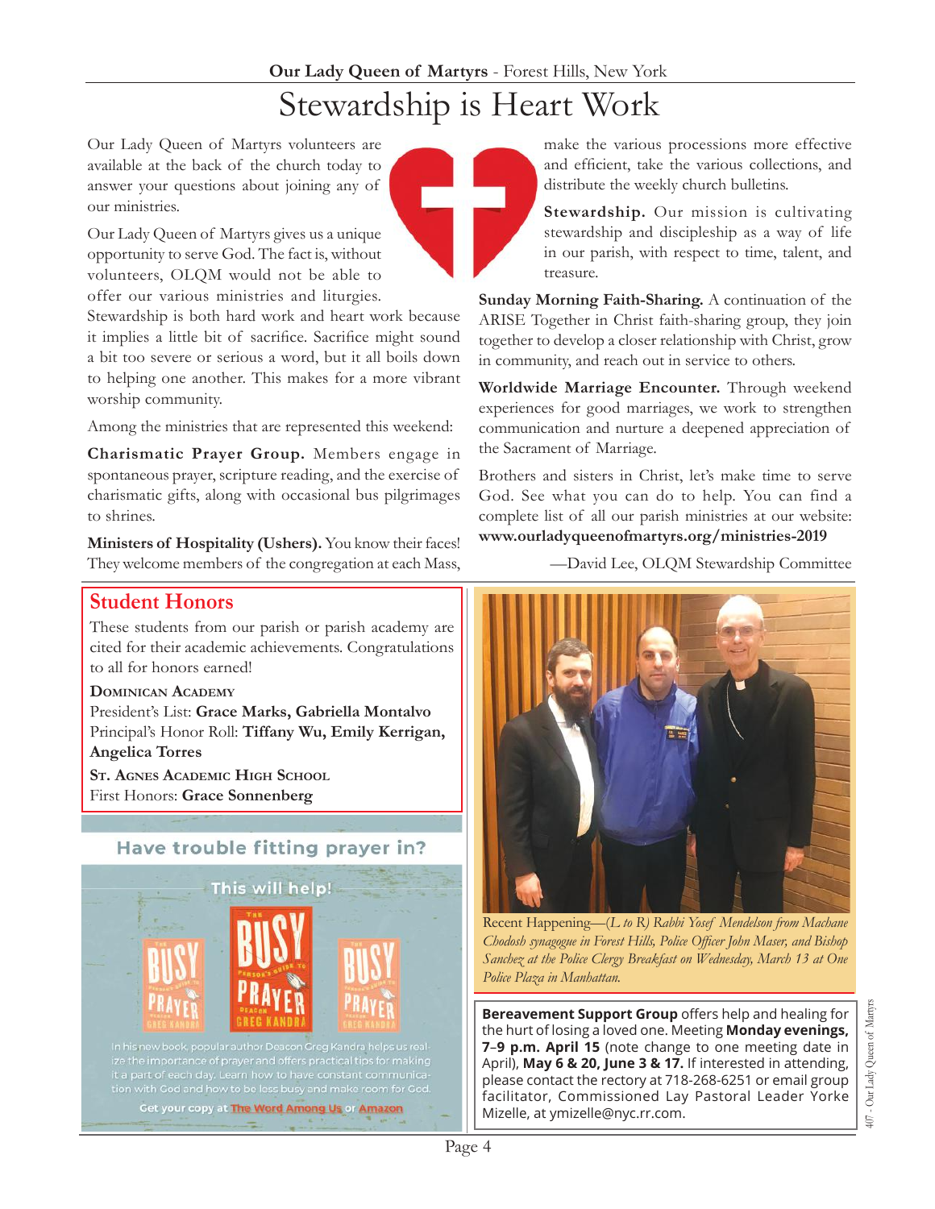# Stewardship is Heart Work

Our Lady Queen of Martyrs volunteers are available at the back of the church today to answer your questions about joining any of our ministries.

Our Lady Queen of Martyrs gives us a unique opportunity to serve God. The fact is, without volunteers, OLQM would not be able to offer our various ministries and liturgies. Stewardship is both hard work and heart work because it implies a little bit of sacrifice. Sacrifice might sound a bit too severe or serious a word, but it all boils down to helping one another. This makes for a more vibrant worship community.

Among the ministries that are represented this weekend:

**Charismatic Prayer Group.** Members engage in spontaneous prayer, scripture reading, and the exercise of charismatic gifts, along with occasional bus pilgrimages to shrines.

**Ministers of Hospitality (Ushers).** You know their faces! They welcome members of the congregation at each Mass, make the various processions more effective and efficient, take the various collections, and distribute the weekly church bulletins.

**Stewardship.** Our mission is cultivating stewardship and discipleship as a way of life in our parish, with respect to time, talent, and treasure.

**Sunday Morning Faith-Sharing.** A continuation of the ARISE Together in Christ faith-sharing group, they join together to develop a closer relationship with Christ, grow in community, and reach out in service to others.

**Worldwide Marriage Encounter.** Through weekend experiences for good marriages, we work to strengthen communication and nurture a deepened appreciation of the Sacrament of Marriage.

Brothers and sisters in Christ, let's make time to serve God. See what you can do to help. You can find a complete list of all our parish ministries at our website: **www.ourladyqueenofmartyrs.org/ministries-2019**

—David Lee, OLQM Stewardship Committee

## Student Honors

These students from our parish or parish academy are cited for their academic achievements. Congratulations to all for honors earned!

**Dominican Academy**
President's List: **Grace Marks, Gabriella Montalvo**
Principal's Honor Roll: **Tiffany Wu, Emily Kerrigan, Angelica Torres**

**St. Agnes Academic High School**
First Honors: **Grace Sonnenberg**

**Have trouble fitting prayer in?**

**This will help!**

In his new book, popular author Deacon Greg Kandra helps us realize the importance of prayer and offers practical tips for making it a part of each day. Learn how to have constant communication with God and how to be less busy and make room for God.

Get your copy at The Word Among Us or Amazon

Recent Happening—*(L to R) Rabbi Yosef Mendelson from Machane Chodosh synagogue in Forest Hills, Police Officer John Maser, and Bishop Sanchez at the Police Clergy Breakfast on Wednesday, March 13 at One Police Plaza in Manhattan.*

**Bereavement Support Group** offers help and healing for the hurt of losing a loved one. Meeting **Monday evenings, 7–9 p.m. April 15** (note change to one meeting date in April), **May 6 & 20, June 3 & 17.** If interested in attending, please contact the rectory at 718-268-6251 or email group facilitator, Commissioned Lay Pastoral Leader Yorke Mizelle, at ymizelle@nyc.rr.com.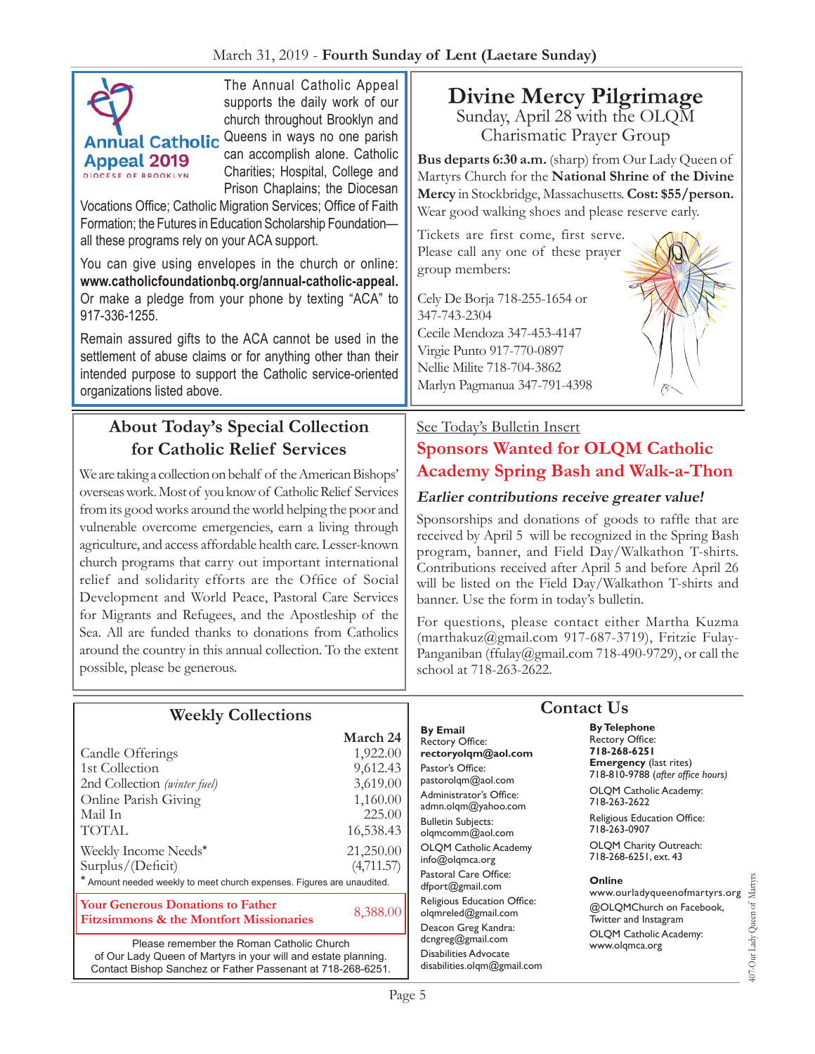## Annual Catholic Appeal 2019

DIOCESE OF BROOKLYN

The Annual Catholic Appeal supports the daily work of our church throughout Brooklyn and Queens in ways no one parish can accomplish alone. Catholic Charities; Hospital, College and Prison Chaplains; the Diocesan Vocations Office; Catholic Migration Services; Office of Faith Formation; the Futures in Education Scholarship Foundation—all these programs rely on your ACA support.

You can give using envelopes in the church or online: **www.catholicfoundationbq.org/annual-catholic-appeal.** Or make a pledge from your phone by texting "ACA" to 917-336-1255.

Remain assured gifts to the ACA cannot be used in the settlement of abuse claims or for anything other than their intended purpose to support the Catholic service-oriented organizations listed above.

# Divine Mercy Pilgrimage

Sunday, April 28 with the OLQM Charismatic Prayer Group

**Bus departs 6:30 a.m.** (sharp) from Our Lady Queen of Martyrs Church for the **National Shrine of the Divine Mercy** in Stockbridge, Massachusetts. **Cost: $55/person.** Wear good walking shoes and please reserve early.

Tickets are first come, first serve. Please call any one of these prayer group members:

Cely De Borja 718-255-1654 or 347-743-2304
Cecile Mendoza 347-453-4147
Virgie Punto 917-770-0897
Nellie Milite 718-704-3862
Marlyn Pagmanua 347-791-4398

## About Today's Special Collection for Catholic Relief Services

We are taking a collection on behalf of the American Bishops' overseas work. Most of you know of Catholic Relief Services from its good works around the world helping the poor and vulnerable overcome emergencies, earn a living through agriculture, and access affordable health care. Lesser-known church programs that carry out important international relief and solidarity efforts are the Office of Social Development and World Peace, Pastoral Care Services for Migrants and Refugees, and the Apostleship of the Sea. All are funded thanks to donations from Catholics around the country in this annual collection. To the extent possible, please be generous.

See Today's Bulletin Insert

## Sponsors Wanted for OLQM Catholic Academy Spring Bash and Walk-a-Thon

***Earlier contributions receive greater value!***

Sponsorships and donations of goods to raffle that are received by April 5 will be recognized in the Spring Bash program, banner, and Field Day/Walkathon T-shirts. Contributions received after April 5 and before April 26 will be listed on the Field Day/Walkathon T-shirts and banner. Use the form in today's bulletin.

For questions, please contact either Martha Kuzma (marthakuz@gmail.com 917-687-3719), Fritzie Fulay-Panganiban (ffulay@gmail.com 718-490-9729), or call the school at 718-263-2622.

## Weekly Collections

| | March 24 |
|---|---:|
| Candle Offerings | 1,922.00 |
| 1st Collection | 9,612.43 |
| 2nd Collection *(winter fuel)* | 3,619.00 |
| Online Parish Giving | 1,160.00 |
| Mail In | 225.00 |
| TOTAL | 16,538.43 |
| Weekly Income Needs* | 21,250.00 |
| Surplus/(Deficit) | (4,711.57) |

\* Amount needed weekly to meet church expenses. Figures are unaudited.

**Your Generous Donations to Father Fitzsimmons & the Montfort Missionaries** 8,388.00

Please remember the Roman Catholic Church of Our Lady Queen of Martyrs in your will and estate planning. Contact Bishop Sanchez or Father Passenant at 718-268-6251.

## Contact Us

**By Email**
Rectory Office: **rectoryolqm@aol.com**
Pastor's Office: pastorolqm@aol.com
Administrator's Office: admn.olqm@yahoo.com
Bulletin Subjects: olqmcomm@aol.com
OLQM Catholic Academy info@olqmca.org
Pastoral Care Office: dfport@gmail.com
Religious Education Office: olqmreled@gmail.com
Deacon Greg Kandra: dcngreg@gmail.com
Disabilities Advocate disabilities.olqm@gmail.com

**By Telephone**
Rectory Office: **718-268-6251**
**Emergency** (last rites) 718-810-9788 (*after office hours*)
OLQM Catholic Academy: 718-263-2622
Religious Education Office: 718-263-0907
OLQM Charity Outreach: 718-268-6251, ext. 43

**Online**
www.ourladyqueenofmartyrs.org
@OLQMChurch on Facebook, Twitter and Instagram
OLQM Catholic Academy: www.olqmca.org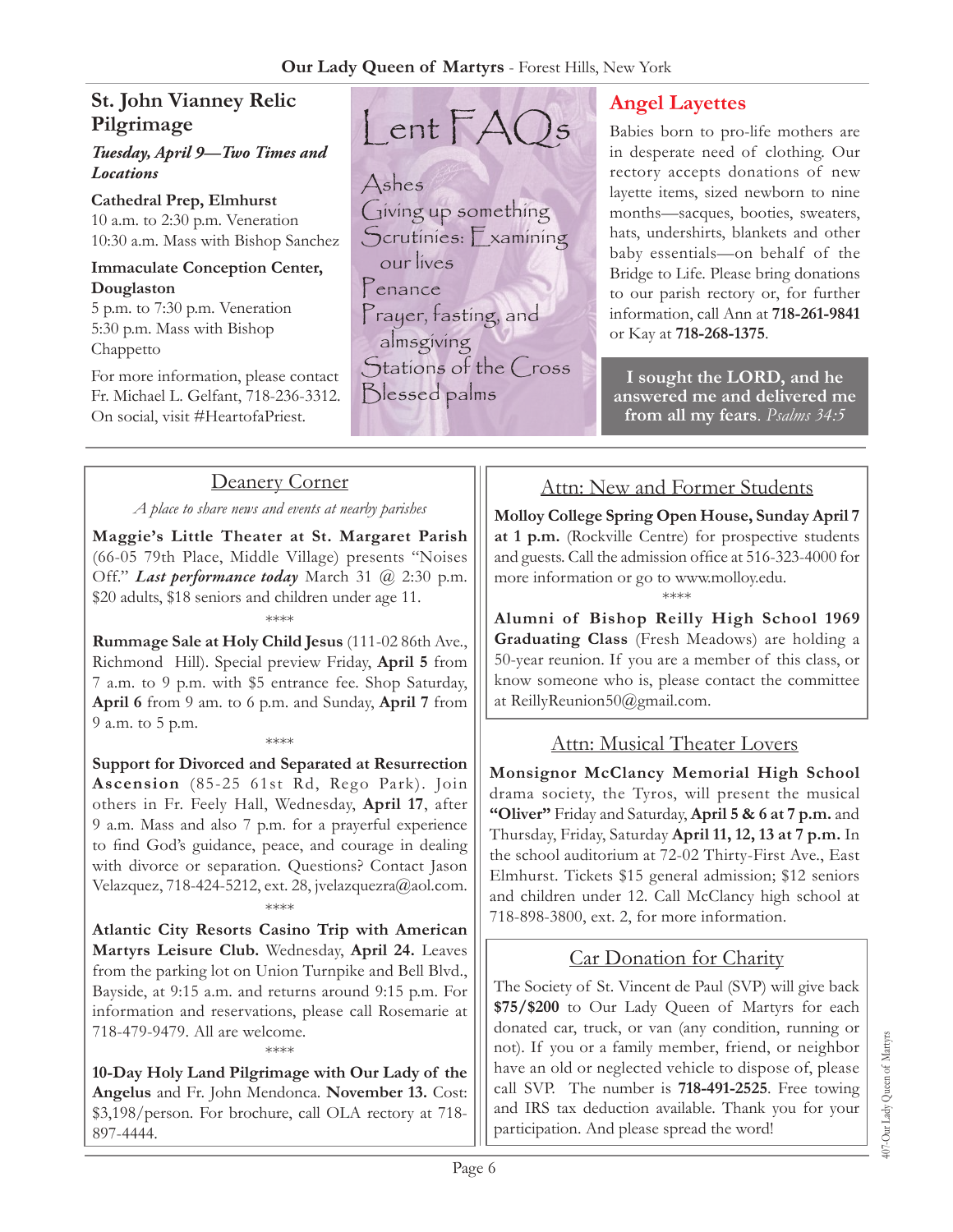## St. John Vianney Relic Pilgrimage

***Tuesday, April 9—Two Times and Locations***

**Cathedral Prep, Elmhurst**
10 a.m. to 2:30 p.m. Veneration
10:30 a.m. Mass with Bishop Sanchez

**Immaculate Conception Center, Douglaston**
5 p.m. to 7:30 p.m. Veneration
5:30 p.m. Mass with Bishop Chappetto

For more information, please contact Fr. Michael L. Gelfant, 718-236-3312. On social, visit #HeartofaPriest.

## Lent FAQs

Ashes
Giving up something
Scrutinies: Examining our lives
Penance
Prayer, fasting, and almsgiving
Stations of the Cross
Blessed palms

## Angel Layettes

Babies born to pro-life mothers are in desperate need of clothing. Our rectory accepts donations of new layette items, sized newborn to nine months—sacques, booties, sweaters, hats, undershirts, blankets and other baby essentials—on behalf of the Bridge to Life. Please bring donations to our parish rectory or, for further information, call Ann at **718-261-9841** or Kay at **718-268-1375**.

**I sought the LORD, and he answered me and delivered me from all my fears**. *Psalms 34:5*

## Deanery Corner

*A place to share news and events at nearby parishes*

**Maggie's Little Theater at St. Margaret Parish** (66-05 79th Place, Middle Village) presents "Noises Off." ***Last performance today*** March 31 @ 2:30 p.m. $20 adults, $18 seniors and children under age 11.

\*\*\*\*

**Rummage Sale at Holy Child Jesus** (111-02 86th Ave., Richmond Hill). Special preview Friday, **April 5** from 7 a.m. to 9 p.m. with $5 entrance fee. Shop Saturday, **April 6** from 9 am. to 6 p.m. and Sunday, **April 7** from 9 a.m. to 5 p.m.

\*\*\*\*

**Support for Divorced and Separated at Resurrection Ascension** (85-25 61st Rd, Rego Park). Join others in Fr. Feely Hall, Wednesday, **April 17**, after 9 a.m. Mass and also 7 p.m. for a prayerful experience to find God's guidance, peace, and courage in dealing with divorce or separation. Questions? Contact Jason Velazquez, 718-424-5212, ext. 28, jvelazquezra@aol.com.

\*\*\*\*

**Atlantic City Resorts Casino Trip with American Martyrs Leisure Club.** Wednesday, **April 24.** Leaves from the parking lot on Union Turnpike and Bell Blvd., Bayside, at 9:15 a.m. and returns around 9:15 p.m. For information and reservations, please call Rosemarie at 718-479-9479. All are welcome.

\*\*\*\*

**10-Day Holy Land Pilgrimage with Our Lady of the Angelus** and Fr. John Mendonca. **November 13.** Cost: $3,198/person. For brochure, call OLA rectory at 718-897-4444.

## Attn: New and Former Students

**Molloy College Spring Open House, Sunday April 7 at 1 p.m.** (Rockville Centre) for prospective students and guests. Call the admission office at 516-323-4000 for more information or go to www.molloy.edu.

\*\*\*\*

**Alumni of Bishop Reilly High School 1969 Graduating Class** (Fresh Meadows) are holding a 50-year reunion. If you are a member of this class, or know someone who is, please contact the committee at ReillyReunion50@gmail.com.

## Attn: Musical Theater Lovers

**Monsignor McClancy Memorial High School** drama society, the Tyros, will present the musical **"Oliver"** Friday and Saturday, **April 5 & 6 at 7 p.m.** and Thursday, Friday, Saturday **April 11, 12, 13 at 7 p.m.** In the school auditorium at 72-02 Thirty-First Ave., East Elmhurst. Tickets $15 general admission; $12 seniors and children under 12. Call McClancy high school at 718-898-3800, ext. 2, for more information.

## Car Donation for Charity

The Society of St. Vincent de Paul (SVP) will give back **$75/$200** to Our Lady Queen of Martyrs for each donated car, truck, or van (any condition, running or not). If you or a family member, friend, or neighbor have an old or neglected vehicle to dispose of, please call SVP. The number is **718-491-2525**. Free towing and IRS tax deduction available. Thank you for your participation. And please spread the word!